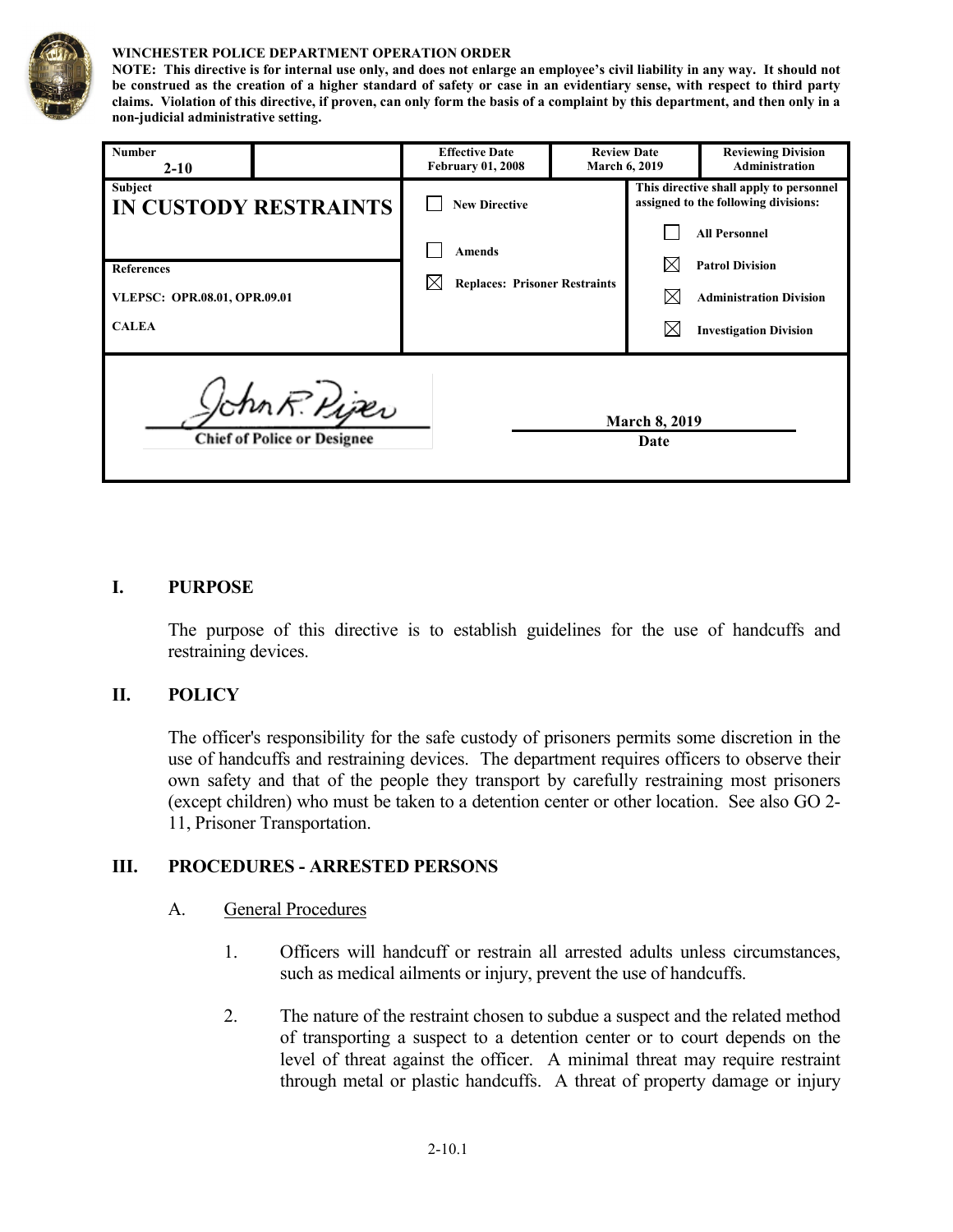**WINCHESTER POLICE DEPARTMENT OPERATION ORDER**

**NOTE: This directive is for internal use only, and does not enlarge an employee's civil liability in any way. It should not be construed as the creation of a higher standard of safety or case in an evidentiary sense, with respect to third party claims. Violation of this directive, if proven, can only form the basis of a complaint by this department, and then only in a non-judicial administrative setting.**

| **Number** 2-10 | | **Effective Date** February 01, 2008 | **Review Date** March 6, 2019 | **Reviewing Division** Administration |
|---|---|---|---|---|
| **Subject** **IN CUSTODY RESTRAINTS** | | ☐ New Directive | **This directive shall apply to personnel assigned to the following divisions:** | |
| | | ☐ Amends | ☐ All Personnel | |
| **References** VLEPSC: OPR.08.01, OPR.09.01 CALEA | | ☒ Replaces: Prisoner Restraints | ☒ Patrol Division | |
| | | | ☒ Administration Division | |
| | | | ☒ Investigation Division | |

John R. Piper
Chief of Police or Designee

March 8, 2019
Date

## I. PURPOSE

The purpose of this directive is to establish guidelines for the use of handcuffs and restraining devices.

## II. POLICY

The officer's responsibility for the safe custody of prisoners permits some discretion in the use of handcuffs and restraining devices. The department requires officers to observe their own safety and that of the people they transport by carefully restraining most prisoners (except children) who must be taken to a detention center or other location. See also GO 2-11, Prisoner Transportation.

## III. PROCEDURES - ARRESTED PERSONS

A. General Procedures

1. Officers will handcuff or restrain all arrested adults unless circumstances, such as medical ailments or injury, prevent the use of handcuffs.

2. The nature of the restraint chosen to subdue a suspect and the related method of transporting a suspect to a detention center or to court depends on the level of threat against the officer. A minimal threat may require restraint through metal or plastic handcuffs. A threat of property damage or injury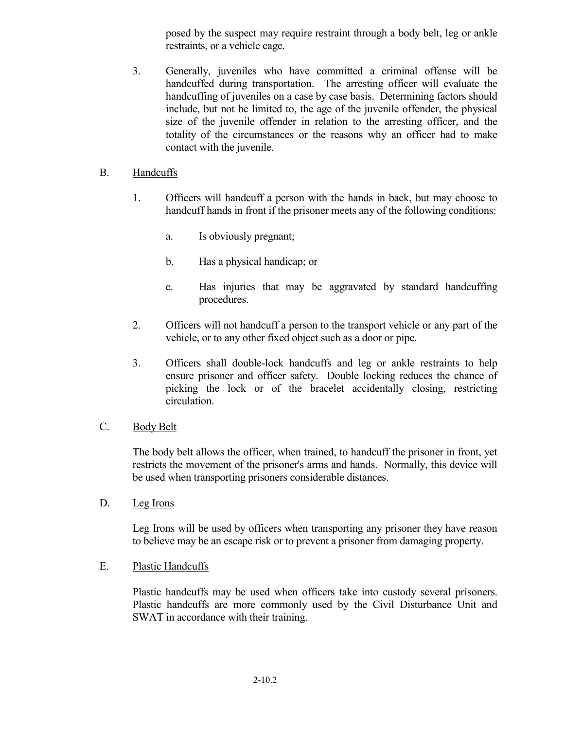posed by the suspect may require restraint through a body belt, leg or ankle restraints, or a vehicle cage.

3. Generally, juveniles who have committed a criminal offense will be handcuffed during transportation. The arresting officer will evaluate the handcuffing of juveniles on a case by case basis. Determining factors should include, but not be limited to, the age of the juvenile offender, the physical size of the juvenile offender in relation to the arresting officer, and the totality of the circumstances or the reasons why an officer had to make contact with the juvenile.

B. <u>Handcuffs</u>

1. Officers will handcuff a person with the hands in back, but may choose to handcuff hands in front if the prisoner meets any of the following conditions:

   a. Is obviously pregnant;

   b. Has a physical handicap; or

   c. Has injuries that may be aggravated by standard handcuffing procedures.

2. Officers will not handcuff a person to the transport vehicle or any part of the vehicle, or to any other fixed object such as a door or pipe.

3. Officers shall double-lock handcuffs and leg or ankle restraints to help ensure prisoner and officer safety. Double locking reduces the chance of picking the lock or of the bracelet accidentally closing, restricting circulation.

C. <u>Body Belt</u>

The body belt allows the officer, when trained, to handcuff the prisoner in front, yet restricts the movement of the prisoner's arms and hands. Normally, this device will be used when transporting prisoners considerable distances.

D. <u>Leg Irons</u>

Leg Irons will be used by officers when transporting any prisoner they have reason to believe may be an escape risk or to prevent a prisoner from damaging property.

E. <u>Plastic Handcuffs</u>

Plastic handcuffs may be used when officers take into custody several prisoners. Plastic handcuffs are more commonly used by the Civil Disturbance Unit and SWAT in accordance with their training.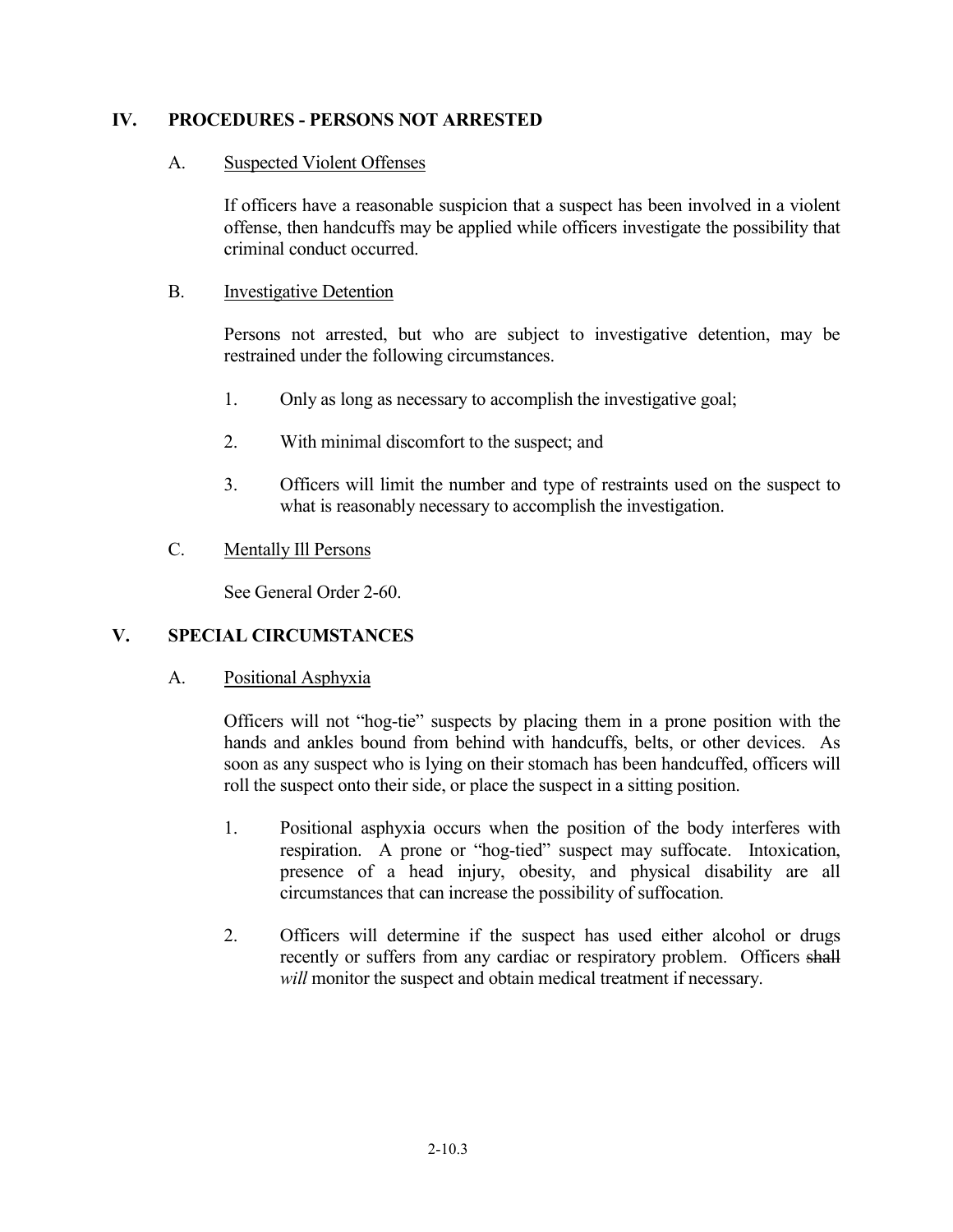## IV. PROCEDURES - PERSONS NOT ARRESTED

### A. Suspected Violent Offenses

If officers have a reasonable suspicion that a suspect has been involved in a violent offense, then handcuffs may be applied while officers investigate the possibility that criminal conduct occurred.

### B. Investigative Detention

Persons not arrested, but who are subject to investigative detention, may be restrained under the following circumstances.

1. Only as long as necessary to accomplish the investigative goal;

2. With minimal discomfort to the suspect; and

3. Officers will limit the number and type of restraints used on the suspect to what is reasonably necessary to accomplish the investigation.

### C. Mentally Ill Persons

See General Order 2-60.

## V. SPECIAL CIRCUMSTANCES

### A. Positional Asphyxia

Officers will not "hog-tie" suspects by placing them in a prone position with the hands and ankles bound from behind with handcuffs, belts, or other devices. As soon as any suspect who is lying on their stomach has been handcuffed, officers will roll the suspect onto their side, or place the suspect in a sitting position.

1. Positional asphyxia occurs when the position of the body interferes with respiration. A prone or "hog-tied" suspect may suffocate. Intoxication, presence of a head injury, obesity, and physical disability are all circumstances that can increase the possibility of suffocation.

2. Officers will determine if the suspect has used either alcohol or drugs recently or suffers from any cardiac or respiratory problem. Officers ~~shall~~ *will* monitor the suspect and obtain medical treatment if necessary.